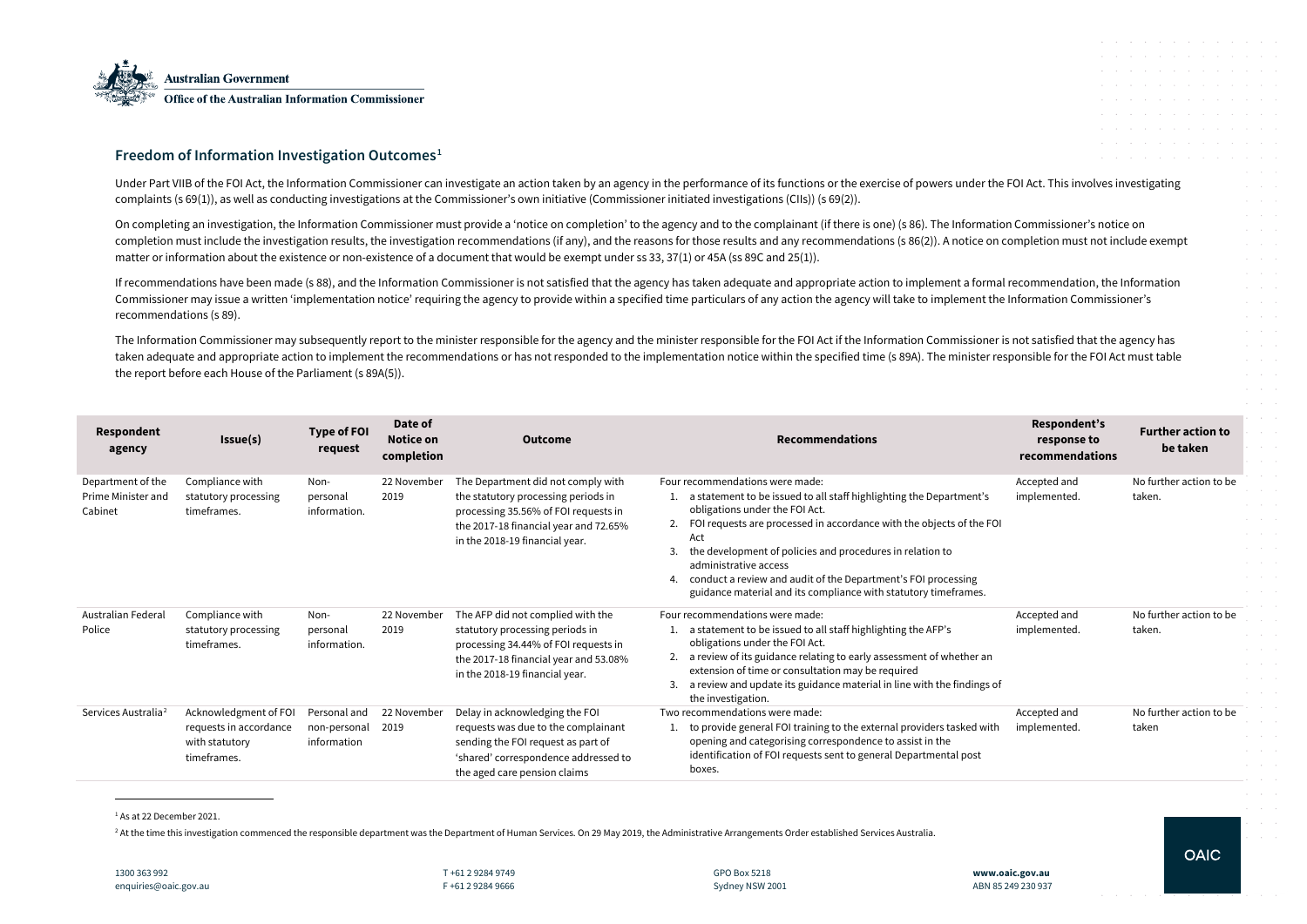Australian Government

Office of the Australian Information Commissioner

## Freedom of Information Investigation Outcomes[1]

Under Part VIIB of the FOI Act, the Information Commissioner can investigate an action taken by an agency in the performance of its functions or the exercise of powers under the FOI Act. This involves investigating complaints (s 69(1)), as well as conducting investigations at the Commissioner's own initiative (Commissioner initiated investigations (CIIs)) (s 69(2)).

On completing an investigation, the Information Commissioner must provide a 'notice on completion' to the agency and to the complainant (if there is one) (s 86). The Information Commissioner's notice on completion must include the investigation results, the investigation recommendations (if any), and the reasons for those results and any recommendations (s 86(2)). A notice on completion must not include exempt matter or information about the existence or non-existence of a document that would be exempt under ss 33, 37(1) or 45A (ss 89C and 25(1)).

If recommendations have been made (s 88), and the Information Commissioner is not satisfied that the agency has taken adequate and appropriate action to implement a formal recommendation, the Information Commissioner may issue a written 'implementation notice' requiring the agency to provide within a specified time particulars of any action the agency will take to implement the Information Commissioner's recommendations (s 89).

The Information Commissioner may subsequently report to the minister responsible for the agency and the minister responsible for the FOI Act if the Information Commissioner is not satisfied that the agency has taken adequate and appropriate action to implement the recommendations or has not responded to the implementation notice within the specified time (s 89A). The minister responsible for the FOI Act must table the report before each House of the Parliament (s 89A(5)).

| Respondent agency | Issue(s) | Type of FOI request | Date of Notice on completion | Outcome | Recommendations | Respondent's response to recommendations | Further action to be taken |
|---|---|---|---|---|---|---|---|
| Department of the Prime Minister and Cabinet | Compliance with statutory processing timeframes. | Non-personal information. | 22 November 2019 | The Department did not comply with the statutory processing periods in processing 35.56% of FOI requests in the 2017-18 financial year and 72.65% in the 2018-19 financial year. | Four recommendations were made: 1. a statement to be issued to all staff highlighting the Department's obligations under the FOI Act. 2. FOI requests are processed in accordance with the objects of the FOI Act 3. the development of policies and procedures in relation to administrative access 4. conduct a review and audit of the Department's FOI processing guidance material and its compliance with statutory timeframes. | Accepted and implemented. | No further action to be taken. |
| Australian Federal Police | Compliance with statutory processing timeframes. | Non-personal information. | 22 November 2019 | The AFP did not complied with the statutory processing periods in processing 34.44% of FOI requests in the 2017-18 financial year and 53.08% in the 2018-19 financial year. | Four recommendations were made: 1. a statement to be issued to all staff highlighting the AFP's obligations under the FOI Act. 2. a review of its guidance relating to early assessment of whether an extension of time or consultation may be required 3. a review and update its guidance material in line with the findings of the investigation. | Accepted and implemented. | No further action to be taken. |
| Services Australia[2] | Acknowledgment of FOI requests in accordance with statutory timeframes. | Personal and non-personal information | 22 November 2019 | Delay in acknowledging the FOI requests was due to the complainant sending the FOI request as part of 'shared' correspondence addressed to the aged care pension claims | Two recommendations were made: 1. to provide general FOI training to the external providers tasked with opening and categorising correspondence to assist in the identification of FOI requests sent to general Departmental post boxes. | Accepted and implemented. | No further action to be taken |

[1] As at 22 December 2021.

[2] At the time this investigation commenced the responsible department was the Department of Human Services. On 29 May 2019, the Administrative Arrangements Order established Services Australia.

1300 363 992
enquiries@oaic.gov.au

T +61 2 9284 9749
F +61 2 9284 9666

GPO Box 5218
Sydney NSW 2001

**www.oaic.gov.au**
ABN 85 249 230 937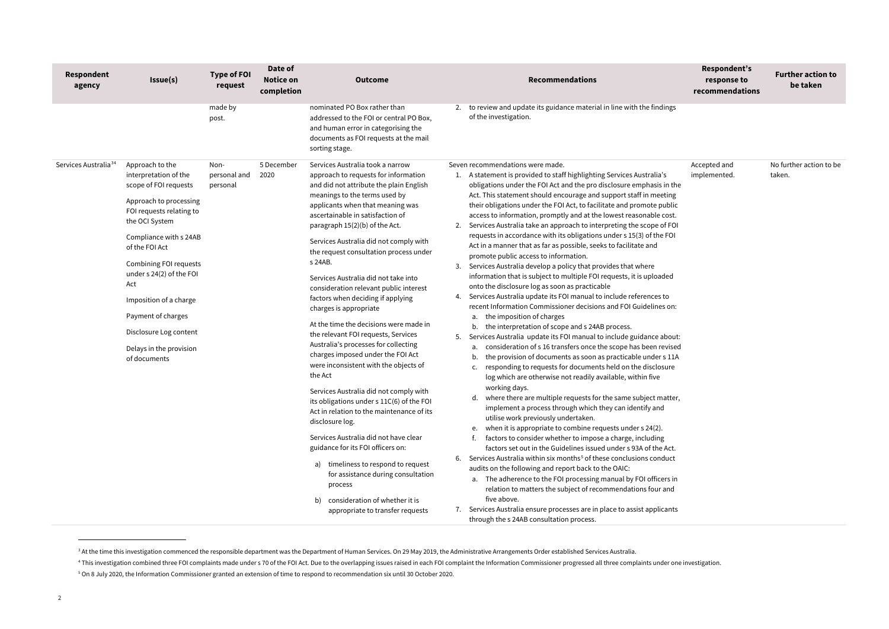| Respondent agency | Issue(s) | Type of FOI request | Date of Notice on completion | Outcome | Recommendations | Respondent's response to recommendations | Further action to be taken |
|---|---|---|---|---|---|---|---|
| | | made by post. | | nominated PO Box rather than addressed to the FOI or central PO Box, and human error in categorising the documents as FOI requests at the mail sorting stage. | 2. to review and update its guidance material in line with the findings of the investigation. | | |
| Services Australia[3][4] | Approach to the interpretation of the scope of FOI requests<br><br>Approach to processing FOI requests relating to the OCI System<br><br>Compliance with s 24AB of the FOI Act<br><br>Combining FOI requests under s 24(2) of the FOI Act<br><br>Imposition of a charge<br><br>Payment of charges<br><br>Disclosure Log content<br><br>Delays in the provision of documents | Non-personal and personal | 5 December 2020 | Services Australia took a narrow approach to requests for information and did not attribute the plain English meanings to the terms used by applicants when that meaning was ascertainable in satisfaction of paragraph 15(2)(b) of the Act.<br><br>Services Australia did not comply with the request consultation process under s 24AB.<br><br>Services Australia did not take into consideration relevant public interest factors when deciding if applying charges is appropriate<br><br>At the time the decisions were made in the relevant FOI requests, Services Australia's processes for collecting charges imposed under the FOI Act were inconsistent with the objects of the Act<br><br>Services Australia did not comply with its obligations under s 11C(6) of the FOI Act in relation to the maintenance of its disclosure log.<br><br>Services Australia did not have clear guidance for its FOI officers on:<br><br>a) timeliness to respond to request for assistance during consultation process<br><br>b) consideration of whether it is appropriate to transfer requests | Seven recommendations were made.<br>1. A statement is provided to staff highlighting Services Australia's obligations under the FOI Act and the pro disclosure emphasis in the Act. This statement should encourage and support staff in meeting their obligations under the FOI Act, to facilitate and promote public access to information, promptly and at the lowest reasonable cost.<br>2. Services Australia take an approach to interpreting the scope of FOI requests in accordance with its obligations under s 15(3) of the FOI Act in a manner that as far as possible, seeks to facilitate and promote public access to information.<br>3. Services Australia develop a policy that provides that where information that is subject to multiple FOI requests, it is uploaded onto the disclosure log as soon as practicable<br>4. Services Australia update its FOI manual to include references to recent Information Commissioner decisions and FOI Guidelines on:<br>a. the imposition of charges<br>b. the interpretation of scope and s 24AB process.<br>5. Services Australia update its FOI manual to include guidance about:<br>a. consideration of s 16 transfers once the scope has been revised<br>b. the provision of documents as soon as practicable under s 11A<br>c. responding to requests for documents held on the disclosure log which are otherwise not readily available, within five working days.<br>d. where there are multiple requests for the same subject matter, implement a process through which they can identify and utilise work previously undertaken.<br>e. when it is appropriate to combine requests under s 24(2).<br>f. factors to consider whether to impose a charge, including factors set out in the Guidelines issued under s 93A of the Act.<br>6. Services Australia within six months[5] of these conclusions conduct audits on the following and report back to the OAIC:<br>a. The adherence to the FOI processing manual by FOI officers in relation to matters the subject of recommendations four and five above.<br>7. Services Australia ensure processes are in place to assist applicants through the s 24AB consultation process. | Accepted and implemented. | No further action to be taken. |

[3] At the time this investigation commenced the responsible department was the Department of Human Services. On 29 May 2019, the Administrative Arrangements Order established Services Australia.

[4] This investigation combined three FOI complaints made under s 70 of the FOI Act. Due to the overlapping issues raised in each FOI complaint the Information Commissioner progressed all three complaints under one investigation.

[5] On 8 July 2020, the Information Commissioner granted an extension of time to respond to recommendation six until 30 October 2020.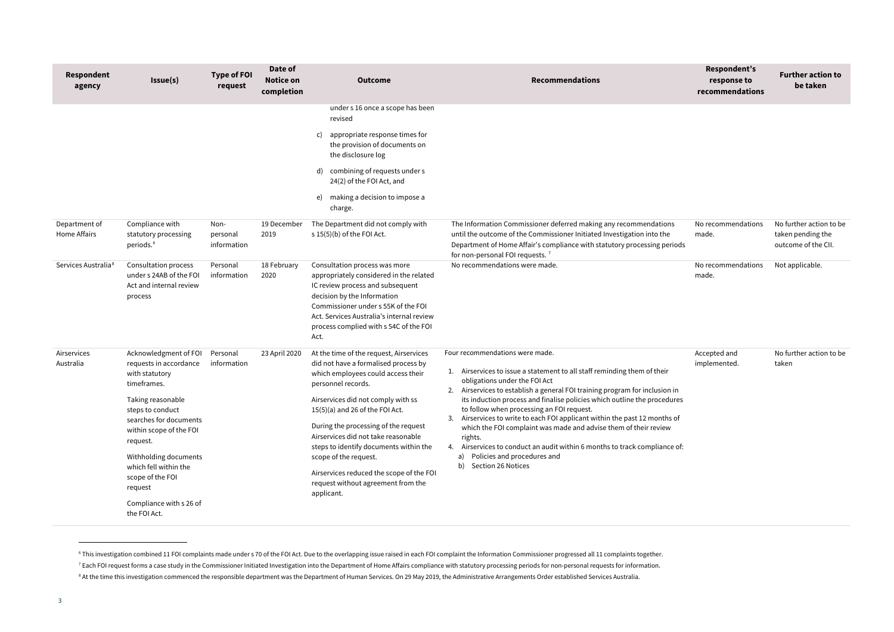| Respondent agency | Issue(s) | Type of FOI request | Date of Notice on completion | Outcome | Recommendations | Respondent's response to recommendations | Further action to be taken |
|---|---|---|---|---|---|---|---|
| | | | | under s 16 once a scope has been revised<br>c) appropriate response times for the provision of documents on the disclosure log<br>d) combining of requests under s 24(2) of the FOI Act, and<br>e) making a decision to impose a charge. | | | |
| Department of Home Affairs | Compliance with statutory processing periods.[6] | Non-personal information | 19 December 2019 | The Department did not comply with s 15(5)(b) of the FOI Act. | The Information Commissioner deferred making any recommendations until the outcome of the Commissioner Initiated Investigation into the Department of Home Affair's compliance with statutory processing periods for non-personal FOI requests.[7] | No recommendations made. | No further action to be taken pending the outcome of the CII. |
| Services Australia[8] | Consultation process under s 24AB of the FOI Act and internal review process | Personal information | 18 February 2020 | Consultation process was more appropriately considered in the related IC review process and subsequent decision by the Information Commissioner under s 55K of the FOI Act. Services Australia's internal review process complied with s 54C of the FOI Act. | No recommendations were made. | No recommendations made. | Not applicable. |
| Airservices Australia | Acknowledgment of FOI requests in accordance with statutory timeframes.<br>Taking reasonable steps to conduct searches for documents within scope of the FOI request.<br>Withholding documents which fell within the scope of the FOI request<br>Compliance with s 26 of the FOI Act. | Personal information | 23 April 2020 | At the time of the request, Airservices did not have a formalised process by which employees could access their personnel records.<br>Airservices did not comply with ss 15(5)(a) and 26 of the FOI Act.<br>During the processing of the request Airservices did not take reasonable steps to identify documents within the scope of the request.<br>Airservices reduced the scope of the FOI request without agreement from the applicant. | Four recommendations were made.<br>1. Airservices to issue a statement to all staff reminding them of their obligations under the FOI Act<br>2. Airservices to establish a general FOI training program for inclusion in its induction process and finalise policies which outline the procedures to follow when processing an FOI request.<br>3. Airservices to write to each FOI applicant within the past 12 months of which the FOI complaint was made and advise them of their review rights.<br>4. Airservices to conduct an audit within 6 months to track compliance of:<br>a) Policies and procedures and<br>b) Section 26 Notices | Accepted and implemented. | No further action to be taken |

[6] This investigation combined 11 FOI complaints made under s 70 of the FOI Act. Due to the overlapping issue raised in each FOI complaint the Information Commissioner progressed all 11 complaints together.

[7] Each FOI request forms a case study in the Commissioner Initiated Investigation into the Department of Home Affairs compliance with statutory processing periods for non-personal requests for information.

[8] At the time this investigation commenced the responsible department was the Department of Human Services. On 29 May 2019, the Administrative Arrangements Order established Services Australia.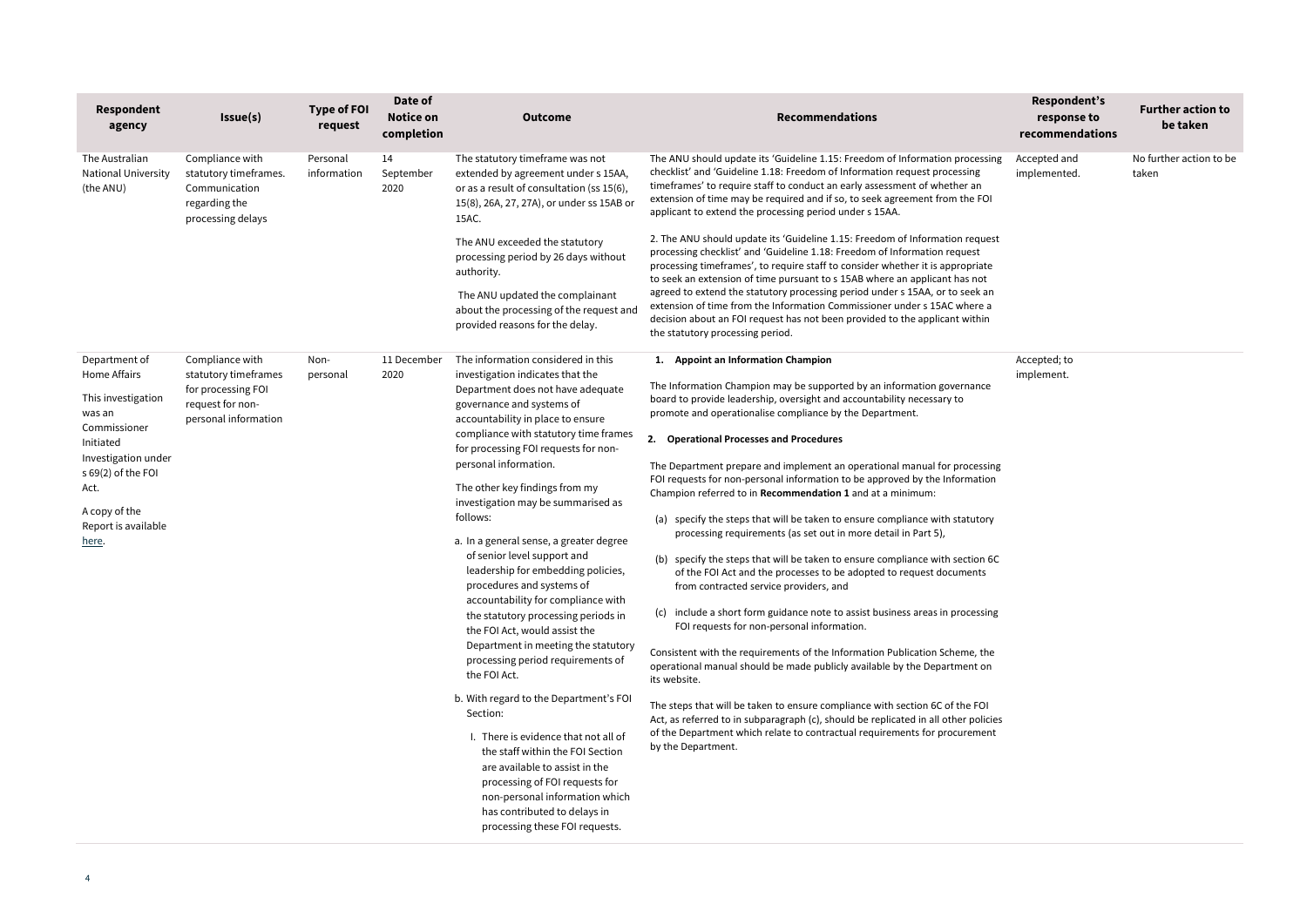| Respondent agency | Issue(s) | Type of FOI request | Date of Notice on completion | Outcome | Recommendations | Respondent's response to recommendations | Further action to be taken |
|---|---|---|---|---|---|---|---|
| The Australian National University (the ANU) | Compliance with statutory timeframes. Communication regarding the processing delays | Personal information | 14 September 2020 | The statutory timeframe was not extended by agreement under s 15AA, or as a result of consultation (ss 15(6), 15(8), 26A, 27, 27A), or under ss 15AB or 15AC.<br><br>The ANU exceeded the statutory processing period by 26 days without authority.<br><br>The ANU updated the complainant about the processing of the request and provided reasons for the delay. | The ANU should update its 'Guideline 1.15: Freedom of Information processing checklist' and 'Guideline 1.18: Freedom of Information request processing timeframes' to require staff to conduct an early assessment of whether an extension of time may be required and if so, to seek agreement from the FOI applicant to extend the processing period under s 15AA.<br><br>2. The ANU should update its 'Guideline 1.15: Freedom of Information request processing checklist' and 'Guideline 1.18: Freedom of Information request processing timeframes', to require staff to consider whether it is appropriate to seek an extension of time pursuant to s 15AB where an applicant has not agreed to extend the statutory processing period under s 15AA, or to seek an extension of time from the Information Commissioner under s 15AC where a decision about an FOI request has not been provided to the applicant within the statutory processing period. | Accepted and implemented. | No further action to be taken |
| Department of Home Affairs<br><br>This investigation was an Commissioner Initiated Investigation under s 69(2) of the FOI Act.<br><br>A copy of the Report is available [here]. | Compliance with statutory timeframes for processing FOI request for non-personal information | Non-personal | 11 December 2020 | The information considered in this investigation indicates that the Department does not have adequate governance and systems of accountability in place to ensure compliance with statutory time frames for processing FOI requests for non-personal information.<br><br>The other key findings from my investigation may be summarised as follows:<br><br>a. In a general sense, a greater degree of senior level support and leadership for embedding policies, procedures and systems of accountability for compliance with the statutory processing periods in the FOI Act, would assist the Department in meeting the statutory processing period requirements of the FOI Act.<br><br>b. With regard to the Department's FOI Section:<br><br>I. There is evidence that not all of the staff within the FOI Section are available to assist in the processing of FOI requests for non-personal information which has contributed to delays in processing these FOI requests. | **1. Appoint an Information Champion**<br><br>The Information Champion may be supported by an information governance board to provide leadership, oversight and accountability necessary to promote and operationalise compliance by the Department.<br><br>**2. Operational Processes and Procedures**<br><br>The Department prepare and implement an operational manual for processing FOI requests for non-personal information to be approved by the Information Champion referred to in **Recommendation 1** and at a minimum:<br><br>(a) specify the steps that will be taken to ensure compliance with statutory processing requirements (as set out in more detail in Part 5),<br><br>(b) specify the steps that will be taken to ensure compliance with section 6C of the FOI Act and the processes to be adopted to request documents from contracted service providers, and<br><br>(c) include a short form guidance note to assist business areas in processing FOI requests for non-personal information.<br><br>Consistent with the requirements of the Information Publication Scheme, the operational manual should be made publicly available by the Department on its website.<br><br>The steps that will be taken to ensure compliance with section 6C of the FOI Act, as referred to in subparagraph (c), should be replicated in all other policies of the Department which relate to contractual requirements for procurement by the Department. | Accepted; to implement. | |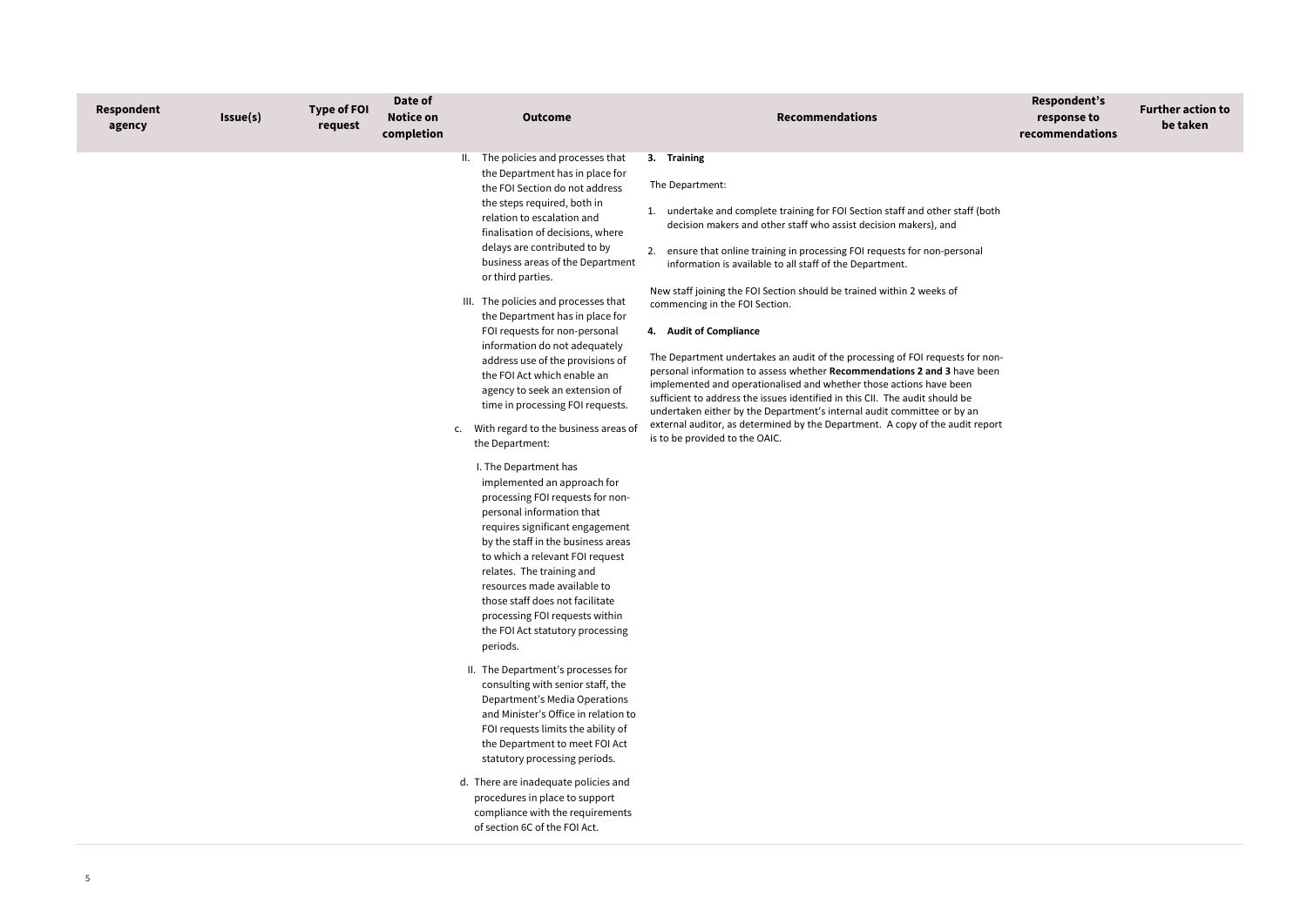| Respondent agency | Issue(s) | Type of FOI request | Date of Notice on completion | Outcome | Recommendations | Respondent's response to recommendations | Further action to be taken |
|---|---|---|---|---|---|---|---|
| | | | | II. The policies and processes that the Department has in place for the FOI Section do not address the steps required, both in relation to escalation and finalisation of decisions, where delays are contributed to by business areas of the Department or third parties.<br><br>III. The policies and processes that the Department has in place for FOI requests for non-personal information do not adequately address use of the provisions of the FOI Act which enable an agency to seek an extension of time in processing FOI requests.<br><br>c. With regard to the business areas of the Department:<br><br>I. The Department has implemented an approach for processing FOI requests for non-personal information that requires significant engagement by the staff in the business areas to which a relevant FOI request relates. The training and resources made available to those staff does not facilitate processing FOI requests within the FOI Act statutory processing periods.<br><br>II. The Department's processes for consulting with senior staff, the Department's Media Operations and Minister's Office in relation to FOI requests limits the ability of the Department to meet FOI Act statutory processing periods.<br><br>d. There are inadequate policies and procedures in place to support compliance with the requirements of section 6C of the FOI Act. | **3. Training**<br><br>The Department:<br><br>1. undertake and complete training for FOI Section staff and other staff (both decision makers and other staff who assist decision makers), and<br><br>2. ensure that online training in processing FOI requests for non-personal information is available to all staff of the Department.<br><br>New staff joining the FOI Section should be trained within 2 weeks of commencing in the FOI Section.<br><br>**4. Audit of Compliance**<br><br>The Department undertakes an audit of the processing of FOI requests for non-personal information to assess whether **Recommendations 2 and 3** have been implemented and operationalised and whether those actions have been sufficient to address the issues identified in this CII. The audit should be undertaken either by the Department's internal audit committee or by an external auditor, as determined by the Department. A copy of the audit report is to be provided to the OAIC. | | |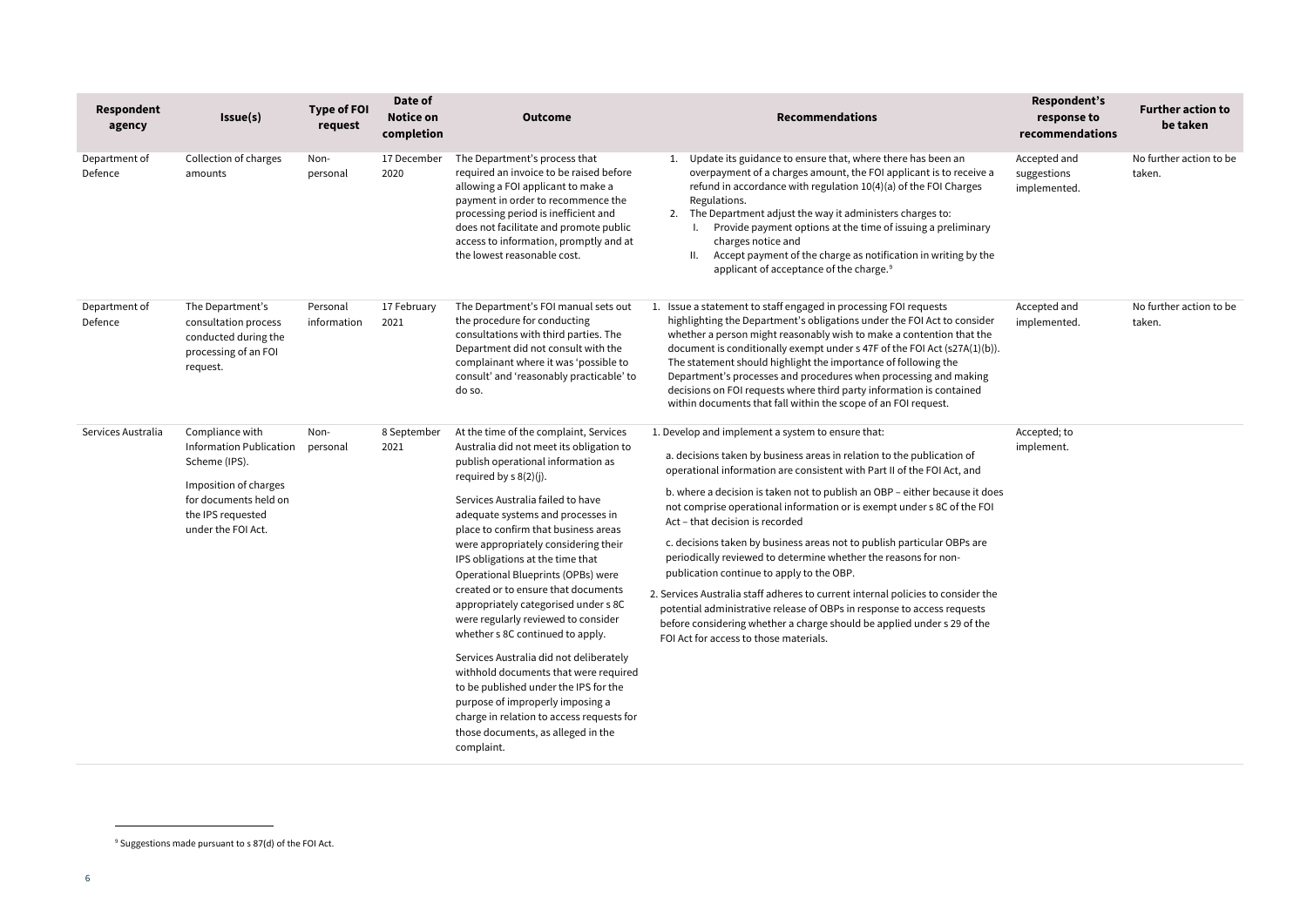| Respondent agency | Issue(s) | Type of FOI request | Date of Notice on completion | Outcome | Recommendations | Respondent's response to recommendations | Further action to be taken |
|---|---|---|---|---|---|---|---|
| Department of Defence | Collection of charges amounts | Non-personal | 17 December 2020 | The Department's process that required an invoice to be raised before allowing a FOI applicant to make a payment in order to recommence the processing period is inefficient and does not facilitate and promote public access to information, promptly and at the lowest reasonable cost. | 1. Update its guidance to ensure that, where there has been an overpayment of a charges amount, the FOI applicant is to receive a refund in accordance with regulation 10(4)(a) of the FOI Charges Regulations.<br>2. The Department adjust the way it administers charges to:<br>I. Provide payment options at the time of issuing a preliminary charges notice and<br>II. Accept payment of the charge as notification in writing by the applicant of acceptance of the charge.[9] | Accepted and suggestions implemented. | No further action to be taken. |
| Department of Defence | The Department's consultation process conducted during the processing of an FOI request. | Personal information | 17 February 2021 | The Department's FOI manual sets out the procedure for conducting consultations with third parties. The Department did not consult with the complainant where it was 'possible to consult' and 'reasonably practicable' to do so. | 1. Issue a statement to staff engaged in processing FOI requests highlighting the Department's obligations under the FOI Act to consider whether a person might reasonably wish to make a contention that the document is conditionally exempt under s 47F of the FOI Act (s27A(1)(b)). The statement should highlight the importance of following the Department's processes and procedures when processing and making decisions on FOI requests where third party information is contained within documents that fall within the scope of an FOI request. | Accepted and implemented. | No further action to be taken. |
| Services Australia | Compliance with Information Publication Scheme (IPS).<br><br>Imposition of charges for documents held on the IPS requested under the FOI Act. | Non-personal | 8 September 2021 | At the time of the complaint, Services Australia did not meet its obligation to publish operational information as required by s 8(2)(j).<br><br>Services Australia failed to have adequate systems and processes in place to confirm that business areas were appropriately considering their IPS obligations at the time that Operational Blueprints (OPBs) were created or to ensure that documents appropriately categorised under s 8C were regularly reviewed to consider whether s 8C continued to apply.<br><br>Services Australia did not deliberately withhold documents that were required to be published under the IPS for the purpose of improperly imposing a charge in relation to access requests for those documents, as alleged in the complaint. | 1. Develop and implement a system to ensure that:<br><br>a. decisions taken by business areas in relation to the publication of operational information are consistent with Part II of the FOI Act, and<br><br>b. where a decision is taken not to publish an OBP – either because it does not comprise operational information or is exempt under s 8C of the FOI Act – that decision is recorded<br><br>c. decisions taken by business areas not to publish particular OBPs are periodically reviewed to determine whether the reasons for non-publication continue to apply to the OBP.<br><br>2. Services Australia staff adheres to current internal policies to consider the potential administrative release of OBPs in response to access requests before considering whether a charge should be applied under s 29 of the FOI Act for access to those materials. | Accepted; to implement. | |

[9] Suggestions made pursuant to s 87(d) of the FOI Act.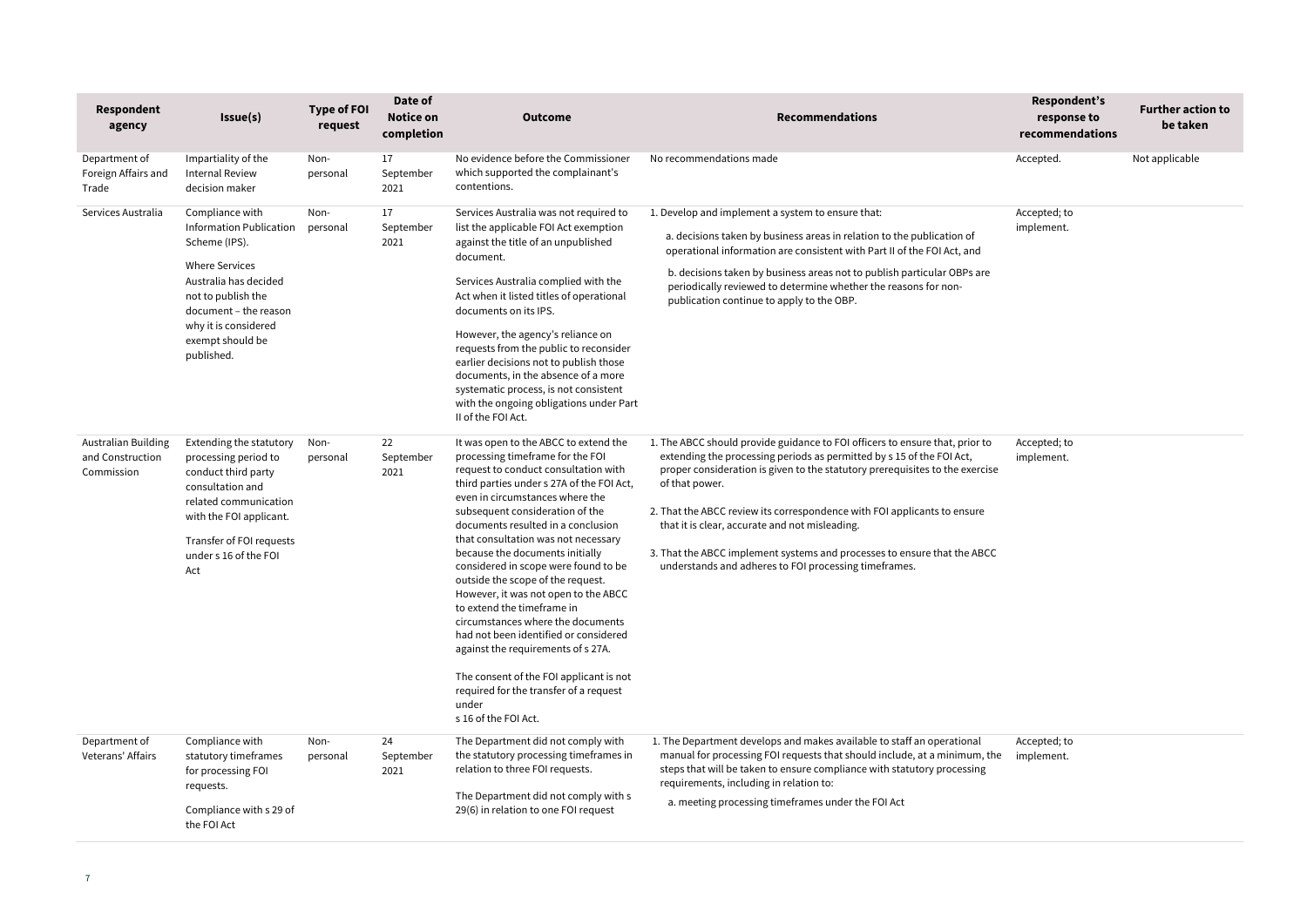| Respondent agency | Issue(s) | Type of FOI request | Date of Notice on completion | Outcome | Recommendations | Respondent's response to recommendations | Further action to be taken |
|---|---|---|---|---|---|---|---|
| Department of Foreign Affairs and Trade | Impartiality of the Internal Review decision maker | Non-personal | 17 September 2021 | No evidence before the Commissioner which supported the complainant's contentions. | No recommendations made | Accepted. | Not applicable |
| Services Australia | Compliance with Information Publication Scheme (IPS).<br><br>Where Services Australia has decided not to publish the document – the reason why it is considered exempt should be published. | Non-personal | 17 September 2021 | Services Australia was not required to list the applicable FOI Act exemption against the title of an unpublished document.<br><br>Services Australia complied with the Act when it listed titles of operational documents on its IPS.<br><br>However, the agency's reliance on requests from the public to reconsider earlier decisions not to publish those documents, in the absence of a more systematic process, is not consistent with the ongoing obligations under Part II of the FOI Act. | 1. Develop and implement a system to ensure that:<br><br>a. decisions taken by business areas in relation to the publication of operational information are consistent with Part II of the FOI Act, and<br><br>b. decisions taken by business areas not to publish particular OBPs are periodically reviewed to determine whether the reasons for non-publication continue to apply to the OBP. | Accepted; to implement. | |
| Australian Building and Construction Commission | Extending the statutory processing period to conduct third party consultation and related communication with the FOI applicant.<br><br>Transfer of FOI requests under s 16 of the FOI Act | Non-personal | 22 September 2021 | It was open to the ABCC to extend the processing timeframe for the FOI request to conduct consultation with third parties under s 27A of the FOI Act, even in circumstances where the subsequent consideration of the documents resulted in a conclusion that consultation was not necessary because the documents initially considered in scope were found to be outside the scope of the request. However, it was not open to the ABCC to extend the timeframe in circumstances where the documents had not been identified or considered against the requirements of s 27A.<br><br>The consent of the FOI applicant is not required for the transfer of a request under s 16 of the FOI Act. | 1. The ABCC should provide guidance to FOI officers to ensure that, prior to extending the processing periods as permitted by s 15 of the FOI Act, proper consideration is given to the statutory prerequisites to the exercise of that power.<br><br>2. That the ABCC review its correspondence with FOI applicants to ensure that it is clear, accurate and not misleading.<br><br>3. That the ABCC implement systems and processes to ensure that the ABCC understands and adheres to FOI processing timeframes. | Accepted; to implement. | |
| Department of Veterans' Affairs | Compliance with statutory timeframes for processing FOI requests.<br><br>Compliance with s 29 of the FOI Act | Non-personal | 24 September 2021 | The Department did not comply with the statutory processing timeframes in relation to three FOI requests.<br><br>The Department did not comply with s 29(6) in relation to one FOI request | 1. The Department develops and makes available to staff an operational manual for processing FOI requests that should include, at a minimum, the steps that will be taken to ensure compliance with statutory processing requirements, including in relation to:<br><br>a. meeting processing timeframes under the FOI Act | Accepted; to implement. | |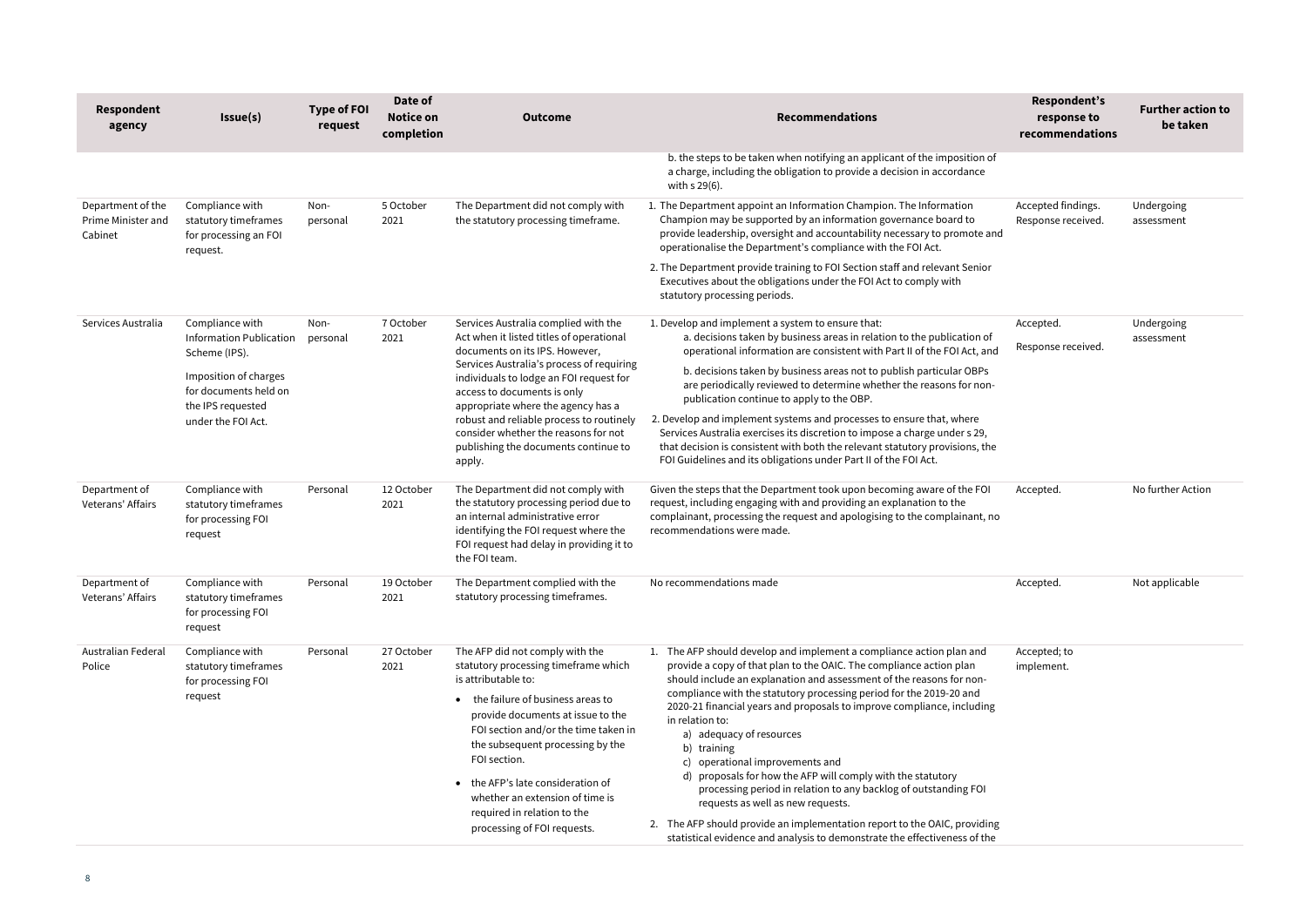| Respondent agency | Issue(s) | Type of FOI request | Date of Notice on completion | Outcome | Recommendations | Respondent's response to recommendations | Further action to be taken |
|---|---|---|---|---|---|---|---|
| | | | | | b. the steps to be taken when notifying an applicant of the imposition of a charge, including the obligation to provide a decision in accordance with s 29(6). | | |
| Department of the Prime Minister and Cabinet | Compliance with statutory timeframes for processing an FOI request. | Non-personal | 5 October 2021 | The Department did not comply with the statutory processing timeframe. | 1. The Department appoint an Information Champion. The Information Champion may be supported by an information governance board to provide leadership, oversight and accountability necessary to promote and operationalise the Department's compliance with the FOI Act.<br>2. The Department provide training to FOI Section staff and relevant Senior Executives about the obligations under the FOI Act to comply with statutory processing periods. | Accepted findings. Response received. | Undergoing assessment |
| Services Australia | Compliance with Information Publication Scheme (IPS).<br>Imposition of charges for documents held on the IPS requested under the FOI Act. | Non-personal | 7 October 2021 | Services Australia complied with the Act when it listed titles of operational documents on its IPS. However, Services Australia's process of requiring individuals to lodge an FOI request for access to documents is only appropriate where the agency has a robust and reliable process to routinely consider whether the reasons for not publishing the documents continue to apply. | 1. Develop and implement a system to ensure that:<br>a. decisions taken by business areas in relation to the publication of operational information are consistent with Part II of the FOI Act, and<br>b. decisions taken by business areas not to publish particular OBPs are periodically reviewed to determine whether the reasons for non-publication continue to apply to the OBP.<br>2. Develop and implement systems and processes to ensure that, where Services Australia exercises its discretion to impose a charge under s 29, that decision is consistent with both the relevant statutory provisions, the FOI Guidelines and its obligations under Part II of the FOI Act. | Accepted.<br>Response received. | Undergoing assessment |
| Department of Veterans' Affairs | Compliance with statutory timeframes for processing FOI request | Personal | 12 October 2021 | The Department did not comply with the statutory processing period due to an internal administrative error identifying the FOI request where the FOI request had delay in providing it to the FOI team. | Given the steps that the Department took upon becoming aware of the FOI request, including engaging with and providing an explanation to the complainant, processing the request and apologising to the complainant, no recommendations were made. | Accepted. | No further Action |
| Department of Veterans' Affairs | Compliance with statutory timeframes for processing FOI request | Personal | 19 October 2021 | The Department complied with the statutory processing timeframes. | No recommendations made | Accepted. | Not applicable |
| Australian Federal Police | Compliance with statutory timeframes for processing FOI request | Personal | 27 October 2021 | The AFP did not comply with the statutory processing timeframe which is attributable to:<br>• the failure of business areas to provide documents at issue to the FOI section and/or the time taken in the subsequent processing by the FOI section.<br>• the AFP's late consideration of whether an extension of time is required in relation to the processing of FOI requests. | 1. The AFP should develop and implement a compliance action plan and provide a copy of that plan to the OAIC. The compliance action plan should include an explanation and assessment of the reasons for non-compliance with the statutory processing period for the 2019-20 and 2020-21 financial years and proposals to improve compliance, including in relation to:<br>a) adequacy of resources<br>b) training<br>c) operational improvements and<br>d) proposals for how the AFP will comply with the statutory processing period in relation to any backlog of outstanding FOI requests as well as new requests.<br>2. The AFP should provide an implementation report to the OAIC, providing statistical evidence and analysis to demonstrate the effectiveness of the | Accepted; to implement. | |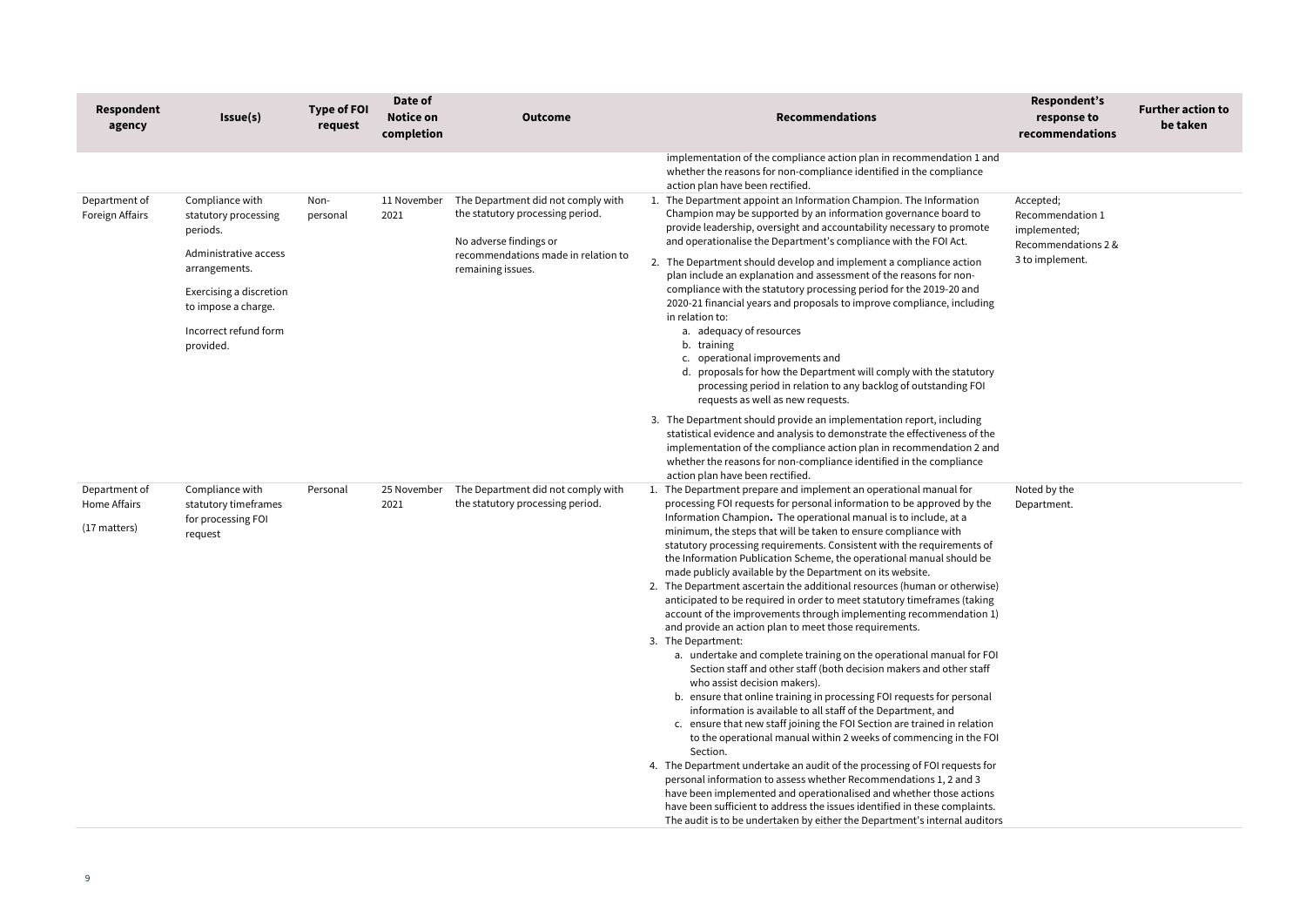| Respondent agency | Issue(s) | Type of FOI request | Date of Notice on completion | Outcome | Recommendations | Respondent's response to recommendations | Further action to be taken |
|---|---|---|---|---|---|---|---|
| | | | | | implementation of the compliance action plan in recommendation 1 and whether the reasons for non-compliance identified in the compliance action plan have been rectified. | | |
| Department of Foreign Affairs | Compliance with statutory processing periods.<br><br>Administrative access arrangements.<br><br>Exercising a discretion to impose a charge.<br><br>Incorrect refund form provided. | Non-personal | 11 November 2021 | The Department did not comply with the statutory processing period.<br><br>No adverse findings or recommendations made in relation to remaining issues. | 1. The Department appoint an Information Champion. The Information Champion may be supported by an information governance board to provide leadership, oversight and accountability necessary to promote and operationalise the Department's compliance with the FOI Act.<br>2. The Department should develop and implement a compliance action plan include an explanation and assessment of the reasons for non-compliance with the statutory processing period for the 2019-20 and 2020-21 financial years and proposals to improve compliance, including in relation to:<br>a. adequacy of resources<br>b. training<br>c. operational improvements and<br>d. proposals for how the Department will comply with the statutory processing period in relation to any backlog of outstanding FOI requests as well as new requests.<br>3. The Department should provide an implementation report, including statistical evidence and analysis to demonstrate the effectiveness of the implementation of the compliance action plan in recommendation 2 and whether the reasons for non-compliance identified in the compliance action plan have been rectified. | Accepted;<br>Recommendation 1 implemented;<br>Recommendations 2 & 3 to implement. | |
| Department of Home Affairs<br><br>(17 matters) | Compliance with statutory timeframes for processing FOI request | Personal | 25 November 2021 | The Department did not comply with the statutory processing period. | 1. The Department prepare and implement an operational manual for processing FOI requests for personal information to be approved by the Information Champion**.** The operational manual is to include, at a minimum, the steps that will be taken to ensure compliance with statutory processing requirements. Consistent with the requirements of the Information Publication Scheme, the operational manual should be made publicly available by the Department on its website.<br>2. The Department ascertain the additional resources (human or otherwise) anticipated to be required in order to meet statutory timeframes (taking account of the improvements through implementing recommendation 1) and provide an action plan to meet those requirements.<br>3. The Department:<br>a. undertake and complete training on the operational manual for FOI Section staff and other staff (both decision makers and other staff who assist decision makers).<br>b. ensure that online training in processing FOI requests for personal information is available to all staff of the Department, and<br>c. ensure that new staff joining the FOI Section are trained in relation to the operational manual within 2 weeks of commencing in the FOI Section.<br>4. The Department undertake an audit of the processing of FOI requests for personal information to assess whether Recommendations 1, 2 and 3 have been implemented and operationalised and whether those actions have been sufficient to address the issues identified in these complaints. The audit is to be undertaken by either the Department's internal auditors | Noted by the Department. | |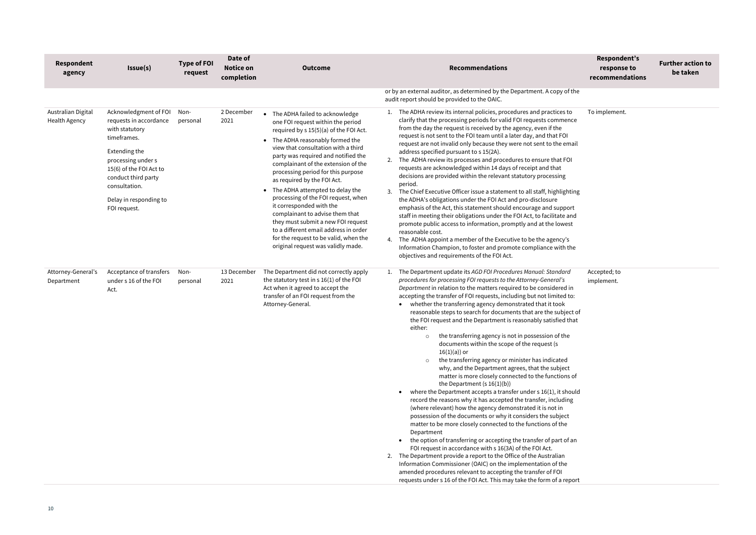| Respondent agency | Issue(s) | Type of FOI request | Date of Notice on completion | Outcome | Recommendations | Respondent's response to recommendations | Further action to be taken |
|---|---|---|---|---|---|---|---|
| | | | | | or by an external auditor, as determined by the Department. A copy of the audit report should be provided to the OAIC. | | |
| Australian Digital Health Agency | Acknowledgment of FOI requests in accordance with statutory timeframes.<br><br>Extending the processing under s 15(6) of the FOI Act to conduct third party consultation.<br><br>Delay in responding to FOI request. | Non-personal | 2 December 2021 | • The ADHA failed to acknowledge one FOI request within the period required by s 15(5)(a) of the FOI Act.<br>• The ADHA reasonably formed the view that consultation with a third party was required and notified the complainant of the extension of the processing period for this purpose as required by the FOI Act.<br>• The ADHA attempted to delay the processing of the FOI request, when it corresponded with the complainant to advise them that they must submit a new FOI request to a different email address in order for the request to be valid, when the original request was validly made. | 1. The ADHA review its internal policies, procedures and practices to clarify that the processing periods for valid FOI requests commence from the day the request is received by the agency, even if the request is not sent to the FOI team until a later day, and that FOI request are not invalid only because they were not sent to the email address specified pursuant to s 15(2A).<br>2. The ADHA review its processes and procedures to ensure that FOI requests are acknowledged within 14 days of receipt and that decisions are provided within the relevant statutory processing period.<br>3. The Chief Executive Officer issue a statement to all staff, highlighting the ADHA's obligations under the FOI Act and pro-disclosure emphasis of the Act, this statement should encourage and support staff in meeting their obligations under the FOI Act, to facilitate and promote public access to information, promptly and at the lowest reasonable cost.<br>4. The ADHA appoint a member of the Executive to be the agency's Information Champion, to foster and promote compliance with the objectives and requirements of the FOI Act. | To implement. | |
| Attorney-General's Department | Acceptance of transfers under s 16 of the FOI Act. | Non-personal | 13 December 2021 | The Department did not correctly apply the statutory test in s 16(1) of the FOI Act when it agreed to accept the transfer of an FOI request from the Attorney-General. | 1. The Department update its *AGD FOI Procedures Manual: Standard procedures for processing FOI requests to the Attorney-General's Department* in relation to the matters required to be considered in accepting the transfer of FOI requests, including but not limited to:<br>• whether the transferring agency demonstrated that it took reasonable steps to search for documents that are the subject of the FOI request and the Department is reasonably satisfied that either:<br>  ○ the transferring agency is not in possession of the documents within the scope of the request (s 16(1)(a)) or<br>  ○ the transferring agency or minister has indicated why, and the Department agrees, that the subject matter is more closely connected to the functions of the Department (s 16(1)(b))<br>• where the Department accepts a transfer under s 16(1), it should record the reasons why it has accepted the transfer, including (where relevant) how the agency demonstrated it is not in possession of the documents or why it considers the subject matter to be more closely connected to the functions of the Department<br>• the option of transferring or accepting the transfer of part of an FOI request in accordance with s 16(3A) of the FOI Act.<br>2. The Department provide a report to the Office of the Australian Information Commissioner (OAIC) on the implementation of the amended procedures relevant to accepting the transfer of FOI requests under s 16 of the FOI Act. This may take the form of a report | Accepted; to implement. | |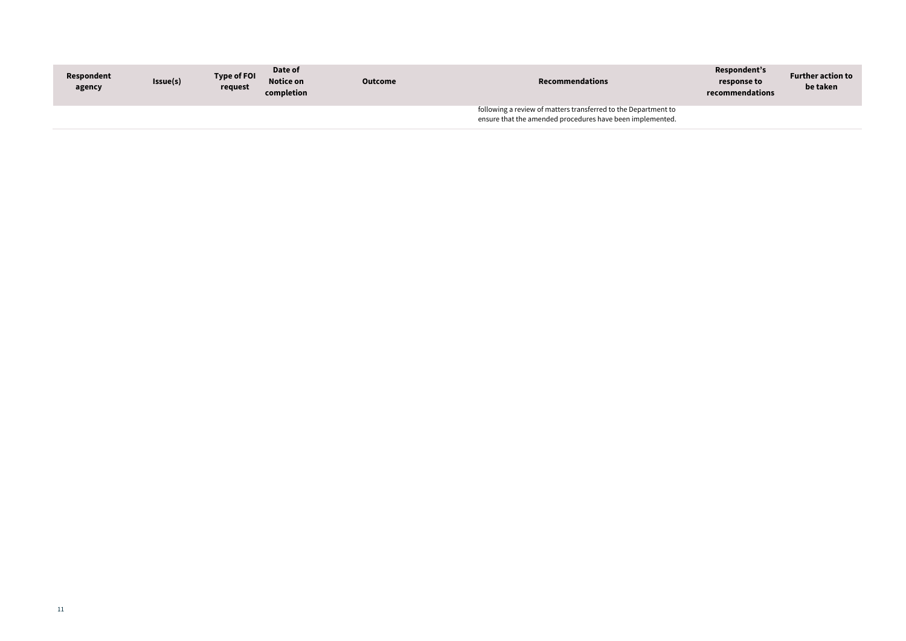| Respondent agency | Issue(s) | Type of FOI request | Date of Notice on completion | Outcome | Recommendations | Respondent's response to recommendations | Further action to be taken |
|---|---|---|---|---|---|---|---|
| | | | | | following a review of matters transferred to the Department to ensure that the amended procedures have been implemented. | | |